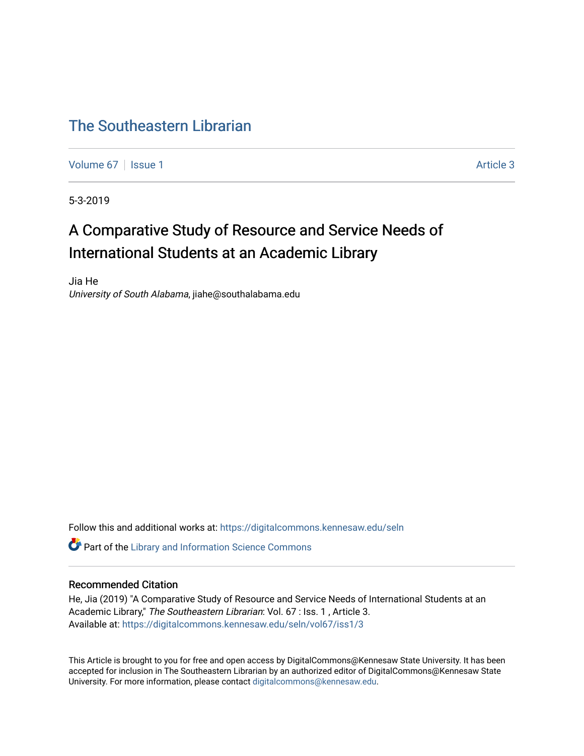# The Southeastern Librarian

Volume 67 | Issue 1 | Article 3

5-3-2019

## A Comparative Study of Resource and Service Needs of International Students at an Academic Library

Jia He
*University of South Alabama*, jiahe@southalabama.edu

Follow this and additional works at: https://digitalcommons.kennesaw.edu/seln

Part of the Library and Information Science Commons

### Recommended Citation

He, Jia (2019) "A Comparative Study of Resource and Service Needs of International Students at an Academic Library," *The Southeastern Librarian*: Vol. 67 : Iss. 1 , Article 3.
Available at: https://digitalcommons.kennesaw.edu/seln/vol67/iss1/3

This Article is brought to you for free and open access by DigitalCommons@Kennesaw State University. It has been accepted for inclusion in The Southeastern Librarian by an authorized editor of DigitalCommons@Kennesaw State University. For more information, please contact digitalcommons@kennesaw.edu.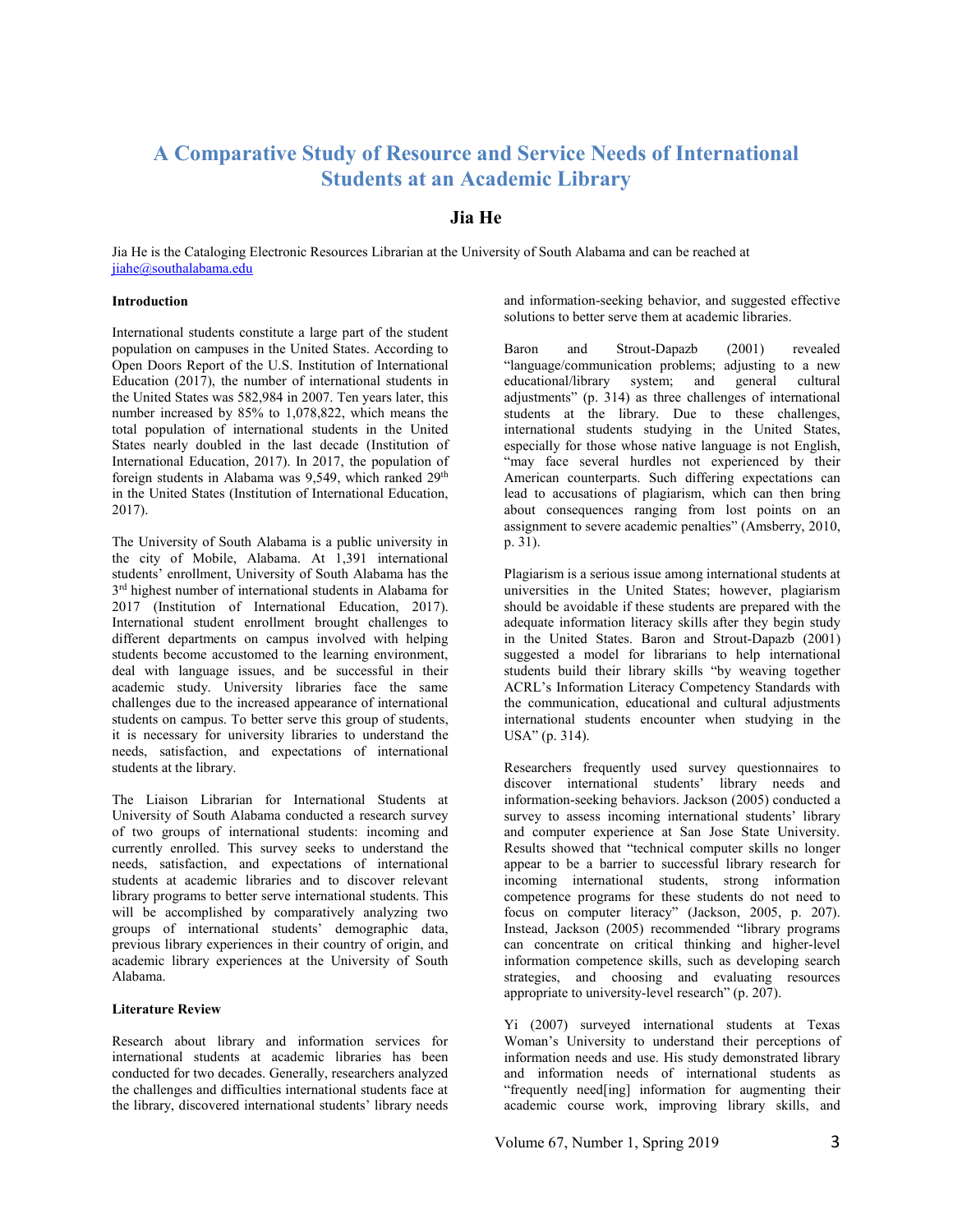# A Comparative Study of Resource and Service Needs of International Students at an Academic Library

## Jia He

Jia He is the Cataloging Electronic Resources Librarian at the University of South Alabama and can be reached at jiahe@southalabama.edu

**Introduction**

International students constitute a large part of the student population on campuses in the United States. According to Open Doors Report of the U.S. Institution of International Education (2017), the number of international students in the United States was 582,984 in 2007. Ten years later, this number increased by 85% to 1,078,822, which means the total population of international students in the United States nearly doubled in the last decade (Institution of International Education, 2017). In 2017, the population of foreign students in Alabama was 9,549, which ranked 29th in the United States (Institution of International Education, 2017).

The University of South Alabama is a public university in the city of Mobile, Alabama. At 1,391 international students' enrollment, University of South Alabama has the 3rd highest number of international students in Alabama for 2017 (Institution of International Education, 2017). International student enrollment brought challenges to different departments on campus involved with helping students become accustomed to the learning environment, deal with language issues, and be successful in their academic study. University libraries face the same challenges due to the increased appearance of international students on campus. To better serve this group of students, it is necessary for university libraries to understand the needs, satisfaction, and expectations of international students at the library.

The Liaison Librarian for International Students at University of South Alabama conducted a research survey of two groups of international students: incoming and currently enrolled. This survey seeks to understand the needs, satisfaction, and expectations of international students at academic libraries and to discover relevant library programs to better serve international students. This will be accomplished by comparatively analyzing two groups of international students' demographic data, previous library experiences in their country of origin, and academic library experiences at the University of South Alabama.

**Literature Review**

Research about library and information services for international students at academic libraries has been conducted for two decades. Generally, researchers analyzed the challenges and difficulties international students face at the library, discovered international students' library needs and information-seeking behavior, and suggested effective solutions to better serve them at academic libraries.

Baron and Strout-Dapazb (2001) revealed "language/communication problems; adjusting to a new educational/library system; and general cultural adjustments" (p. 314) as three challenges of international students at the library. Due to these challenges, international students studying in the United States, especially for those whose native language is not English, "may face several hurdles not experienced by their American counterparts. Such differing expectations can lead to accusations of plagiarism, which can then bring about consequences ranging from lost points on an assignment to severe academic penalties" (Amsberry, 2010, p. 31).

Plagiarism is a serious issue among international students at universities in the United States; however, plagiarism should be avoidable if these students are prepared with the adequate information literacy skills after they begin study in the United States. Baron and Strout-Dapazb (2001) suggested a model for librarians to help international students build their library skills "by weaving together ACRL's Information Literacy Competency Standards with the communication, educational and cultural adjustments international students encounter when studying in the USA" (p. 314).

Researchers frequently used survey questionnaires to discover international students' library needs and information-seeking behaviors. Jackson (2005) conducted a survey to assess incoming international students' library and computer experience at San Jose State University. Results showed that "technical computer skills no longer appear to be a barrier to successful library research for incoming international students, strong information competence programs for these students do not need to focus on computer literacy" (Jackson, 2005, p. 207). Instead, Jackson (2005) recommended "library programs can concentrate on critical thinking and higher-level information competence skills, such as developing search strategies, and choosing and evaluating resources appropriate to university-level research" (p. 207).

Yi (2007) surveyed international students at Texas Woman's University to understand their perceptions of information needs and use. His study demonstrated library and information needs of international students as "frequently need[ing] information for augmenting their academic course work, improving library skills, and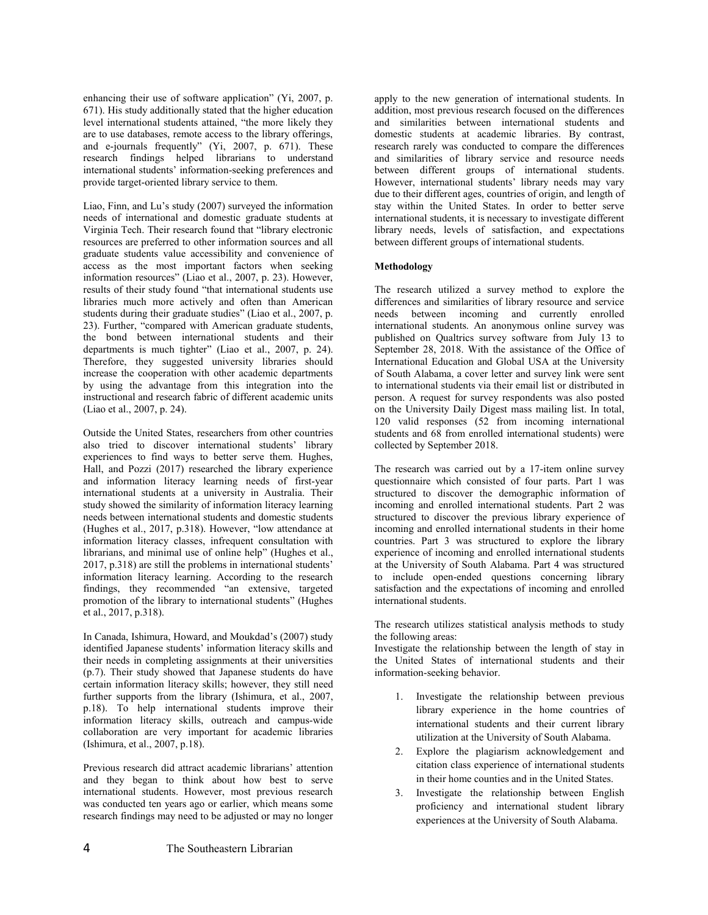enhancing their use of software application" (Yi, 2007, p. 671). His study additionally stated that the higher education level international students attained, "the more likely they are to use databases, remote access to the library offerings, and e-journals frequently" (Yi, 2007, p. 671). These research findings helped librarians to understand international students' information-seeking preferences and provide target-oriented library service to them.

Liao, Finn, and Lu's study (2007) surveyed the information needs of international and domestic graduate students at Virginia Tech. Their research found that "library electronic resources are preferred to other information sources and all graduate students value accessibility and convenience of access as the most important factors when seeking information resources" (Liao et al., 2007, p. 23). However, results of their study found "that international students use libraries much more actively and often than American students during their graduate studies" (Liao et al., 2007, p. 23). Further, "compared with American graduate students, the bond between international students and their departments is much tighter" (Liao et al., 2007, p. 24). Therefore, they suggested university libraries should increase the cooperation with other academic departments by using the advantage from this integration into the instructional and research fabric of different academic units (Liao et al., 2007, p. 24).

Outside the United States, researchers from other countries also tried to discover international students' library experiences to find ways to better serve them. Hughes, Hall, and Pozzi (2017) researched the library experience and information literacy learning needs of first-year international students at a university in Australia. Their study showed the similarity of information literacy learning needs between international students and domestic students (Hughes et al., 2017, p.318). However, "low attendance at information literacy classes, infrequent consultation with librarians, and minimal use of online help" (Hughes et al., 2017, p.318) are still the problems in international students' information literacy learning. According to the research findings, they recommended "an extensive, targeted promotion of the library to international students" (Hughes et al., 2017, p.318).

In Canada, Ishimura, Howard, and Moukdad's (2007) study identified Japanese students' information literacy skills and their needs in completing assignments at their universities (p.7). Their study showed that Japanese students do have certain information literacy skills; however, they still need further supports from the library (Ishimura, et al., 2007, p.18). To help international students improve their information literacy skills, outreach and campus-wide collaboration are very important for academic libraries (Ishimura, et al., 2007, p.18).

Previous research did attract academic librarians' attention and they began to think about how best to serve international students. However, most previous research was conducted ten years ago or earlier, which means some research findings may need to be adjusted or may no longer apply to the new generation of international students. In addition, most previous research focused on the differences and similarities between international students and domestic students at academic libraries. By contrast, research rarely was conducted to compare the differences and similarities of library service and resource needs between different groups of international students. However, international students' library needs may vary due to their different ages, countries of origin, and length of stay within the United States. In order to better serve international students, it is necessary to investigate different library needs, levels of satisfaction, and expectations between different groups of international students.

**Methodology**

The research utilized a survey method to explore the differences and similarities of library resource and service needs between incoming and currently enrolled international students. An anonymous online survey was published on Qualtrics survey software from July 13 to September 28, 2018. With the assistance of the Office of International Education and Global USA at the University of South Alabama, a cover letter and survey link were sent to international students via their email list or distributed in person. A request for survey respondents was also posted on the University Daily Digest mass mailing list. In total, 120 valid responses (52 from incoming international students and 68 from enrolled international students) were collected by September 2018.

The research was carried out by a 17-item online survey questionnaire which consisted of four parts. Part 1 was structured to discover the demographic information of incoming and enrolled international students. Part 2 was structured to discover the previous library experience of incoming and enrolled international students in their home countries. Part 3 was structured to explore the library experience of incoming and enrolled international students at the University of South Alabama. Part 4 was structured to include open-ended questions concerning library satisfaction and the expectations of incoming and enrolled international students.

The research utilizes statistical analysis methods to study the following areas:

Investigate the relationship between the length of stay in the United States of international students and their information-seeking behavior.

1. Investigate the relationship between previous library experience in the home countries of international students and their current library utilization at the University of South Alabama.
2. Explore the plagiarism acknowledgement and citation class experience of international students in their home counties and in the United States.
3. Investigate the relationship between English proficiency and international student library experiences at the University of South Alabama.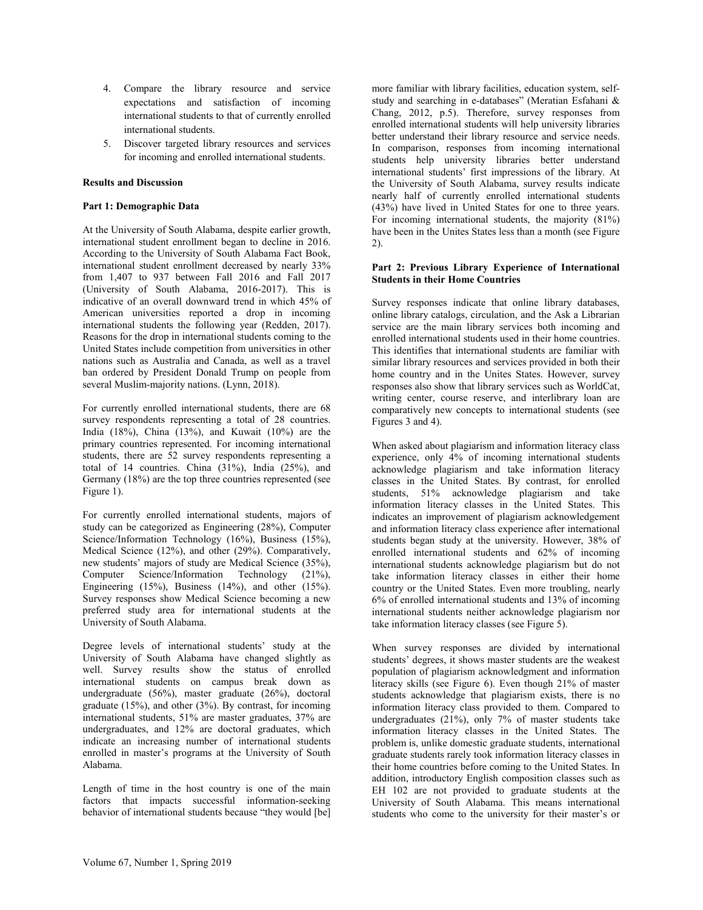4. Compare the library resource and service expectations and satisfaction of incoming international students to that of currently enrolled international students.
5. Discover targeted library resources and services for incoming and enrolled international students.

**Results and Discussion**

**Part 1: Demographic Data**

At the University of South Alabama, despite earlier growth, international student enrollment began to decline in 2016. According to the University of South Alabama Fact Book, international student enrollment decreased by nearly 33% from 1,407 to 937 between Fall 2016 and Fall 2017 (University of South Alabama, 2016-2017). This is indicative of an overall downward trend in which 45% of American universities reported a drop in incoming international students the following year (Redden, 2017). Reasons for the drop in international students coming to the United States include competition from universities in other nations such as Australia and Canada, as well as a travel ban ordered by President Donald Trump on people from several Muslim-majority nations. (Lynn, 2018).

For currently enrolled international students, there are 68 survey respondents representing a total of 28 countries. India (18%), China (13%), and Kuwait (10%) are the primary countries represented. For incoming international students, there are 52 survey respondents representing a total of 14 countries. China (31%), India (25%), and Germany (18%) are the top three countries represented (see Figure 1).

For currently enrolled international students, majors of study can be categorized as Engineering (28%), Computer Science/Information Technology (16%), Business (15%), Medical Science (12%), and other (29%). Comparatively, new students' majors of study are Medical Science (35%), Computer Science/Information Technology (21%), Engineering (15%), Business (14%), and other (15%). Survey responses show Medical Science becoming a new preferred study area for international students at the University of South Alabama.

Degree levels of international students' study at the University of South Alabama have changed slightly as well. Survey results show the status of enrolled international students on campus break down as undergraduate (56%), master graduate (26%), doctoral graduate (15%), and other (3%). By contrast, for incoming international students, 51% are master graduates, 37% are undergraduates, and 12% are doctoral graduates, which indicate an increasing number of international students enrolled in master's programs at the University of South Alabama.

Length of time in the host country is one of the main factors that impacts successful information-seeking behavior of international students because "they would [be] more familiar with library facilities, education system, self-study and searching in e-databases" (Meratian Esfahani & Chang, 2012, p.5). Therefore, survey responses from enrolled international students will help university libraries better understand their library resource and service needs. In comparison, responses from incoming international students help university libraries better understand international students' first impressions of the library. At the University of South Alabama, survey results indicate nearly half of currently enrolled international students (43%) have lived in United States for one to three years. For incoming international students, the majority (81%) have been in the Unites States less than a month (see Figure 2).

**Part 2: Previous Library Experience of International Students in their Home Countries**

Survey responses indicate that online library databases, online library catalogs, circulation, and the Ask a Librarian service are the main library services both incoming and enrolled international students used in their home countries. This identifies that international students are familiar with similar library resources and services provided in both their home country and in the Unites States. However, survey responses also show that library services such as WorldCat, writing center, course reserve, and interlibrary loan are comparatively new concepts to international students (see Figures 3 and 4).

When asked about plagiarism and information literacy class experience, only 4% of incoming international students acknowledge plagiarism and take information literacy classes in the United States. By contrast, for enrolled students, 51% acknowledge plagiarism and take information literacy classes in the United States. This indicates an improvement of plagiarism acknowledgement and information literacy class experience after international students began study at the university. However, 38% of enrolled international students and 62% of incoming international students acknowledge plagiarism but do not take information literacy classes in either their home country or the United States. Even more troubling, nearly 6% of enrolled international students and 13% of incoming international students neither acknowledge plagiarism nor take information literacy classes (see Figure 5).

When survey responses are divided by international students' degrees, it shows master students are the weakest population of plagiarism acknowledgment and information literacy skills (see Figure 6). Even though 21% of master students acknowledge that plagiarism exists, there is no information literacy class provided to them. Compared to undergraduates (21%), only 7% of master students take information literacy classes in the United States. The problem is, unlike domestic graduate students, international graduate students rarely took information literacy classes in their home countries before coming to the United States. In addition, introductory English composition classes such as EH 102 are not provided to graduate students at the University of South Alabama. This means international students who come to the university for their master's or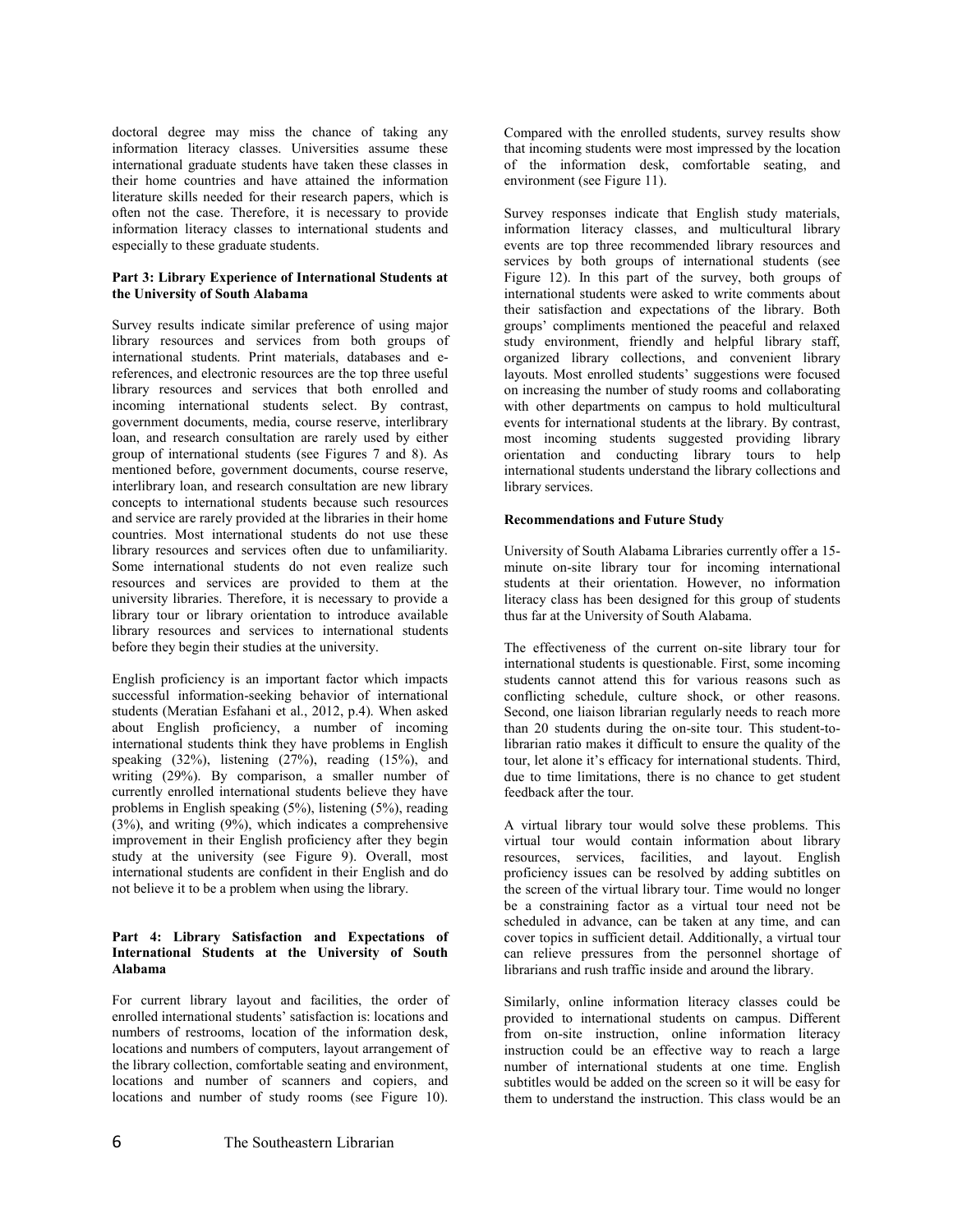doctoral degree may miss the chance of taking any information literacy classes. Universities assume these international graduate students have taken these classes in their home countries and have attained the information literature skills needed for their research papers, which is often not the case. Therefore, it is necessary to provide information literacy classes to international students and especially to these graduate students.

**Part 3: Library Experience of International Students at the University of South Alabama**

Survey results indicate similar preference of using major library resources and services from both groups of international students. Print materials, databases and e-references, and electronic resources are the top three useful library resources and services that both enrolled and incoming international students select. By contrast, government documents, media, course reserve, interlibrary loan, and research consultation are rarely used by either group of international students (see Figures 7 and 8). As mentioned before, government documents, course reserve, interlibrary loan, and research consultation are new library concepts to international students because such resources and service are rarely provided at the libraries in their home countries. Most international students do not use these library resources and services often due to unfamiliarity. Some international students do not even realize such resources and services are provided to them at the university libraries. Therefore, it is necessary to provide a library tour or library orientation to introduce available library resources and services to international students before they begin their studies at the university.

English proficiency is an important factor which impacts successful information-seeking behavior of international students (Meratian Esfahani et al., 2012, p.4). When asked about English proficiency, a number of incoming international students think they have problems in English speaking (32%), listening (27%), reading (15%), and writing (29%). By comparison, a smaller number of currently enrolled international students believe they have problems in English speaking (5%), listening (5%), reading (3%), and writing (9%), which indicates a comprehensive improvement in their English proficiency after they begin study at the university (see Figure 9). Overall, most international students are confident in their English and do not believe it to be a problem when using the library.

**Part 4: Library Satisfaction and Expectations of International Students at the University of South Alabama**

For current library layout and facilities, the order of enrolled international students' satisfaction is: locations and numbers of restrooms, location of the information desk, locations and numbers of computers, layout arrangement of the library collection, comfortable seating and environment, locations and number of scanners and copiers, and locations and number of study rooms (see Figure 10). Compared with the enrolled students, survey results show that incoming students were most impressed by the location of the information desk, comfortable seating, and environment (see Figure 11).

Survey responses indicate that English study materials, information literacy classes, and multicultural library events are top three recommended library resources and services by both groups of international students (see Figure 12). In this part of the survey, both groups of international students were asked to write comments about their satisfaction and expectations of the library. Both groups' compliments mentioned the peaceful and relaxed study environment, friendly and helpful library staff, organized library collections, and convenient library layouts. Most enrolled students' suggestions were focused on increasing the number of study rooms and collaborating with other departments on campus to hold multicultural events for international students at the library. By contrast, most incoming students suggested providing library orientation and conducting library tours to help international students understand the library collections and library services.

**Recommendations and Future Study**

University of South Alabama Libraries currently offer a 15-minute on-site library tour for incoming international students at their orientation. However, no information literacy class has been designed for this group of students thus far at the University of South Alabama.

The effectiveness of the current on-site library tour for international students is questionable. First, some incoming students cannot attend this for various reasons such as conflicting schedule, culture shock, or other reasons. Second, one liaison librarian regularly needs to reach more than 20 students during the on-site tour. This student-to-librarian ratio makes it difficult to ensure the quality of the tour, let alone it's efficacy for international students. Third, due to time limitations, there is no chance to get student feedback after the tour.

A virtual library tour would solve these problems. This virtual tour would contain information about library resources, services, facilities, and layout. English proficiency issues can be resolved by adding subtitles on the screen of the virtual library tour. Time would no longer be a constraining factor as a virtual tour need not be scheduled in advance, can be taken at any time, and can cover topics in sufficient detail. Additionally, a virtual tour can relieve pressures from the personnel shortage of librarians and rush traffic inside and around the library.

Similarly, online information literacy classes could be provided to international students on campus. Different from on-site instruction, online information literacy instruction could be an effective way to reach a large number of international students at one time. English subtitles would be added on the screen so it will be easy for them to understand the instruction. This class would be an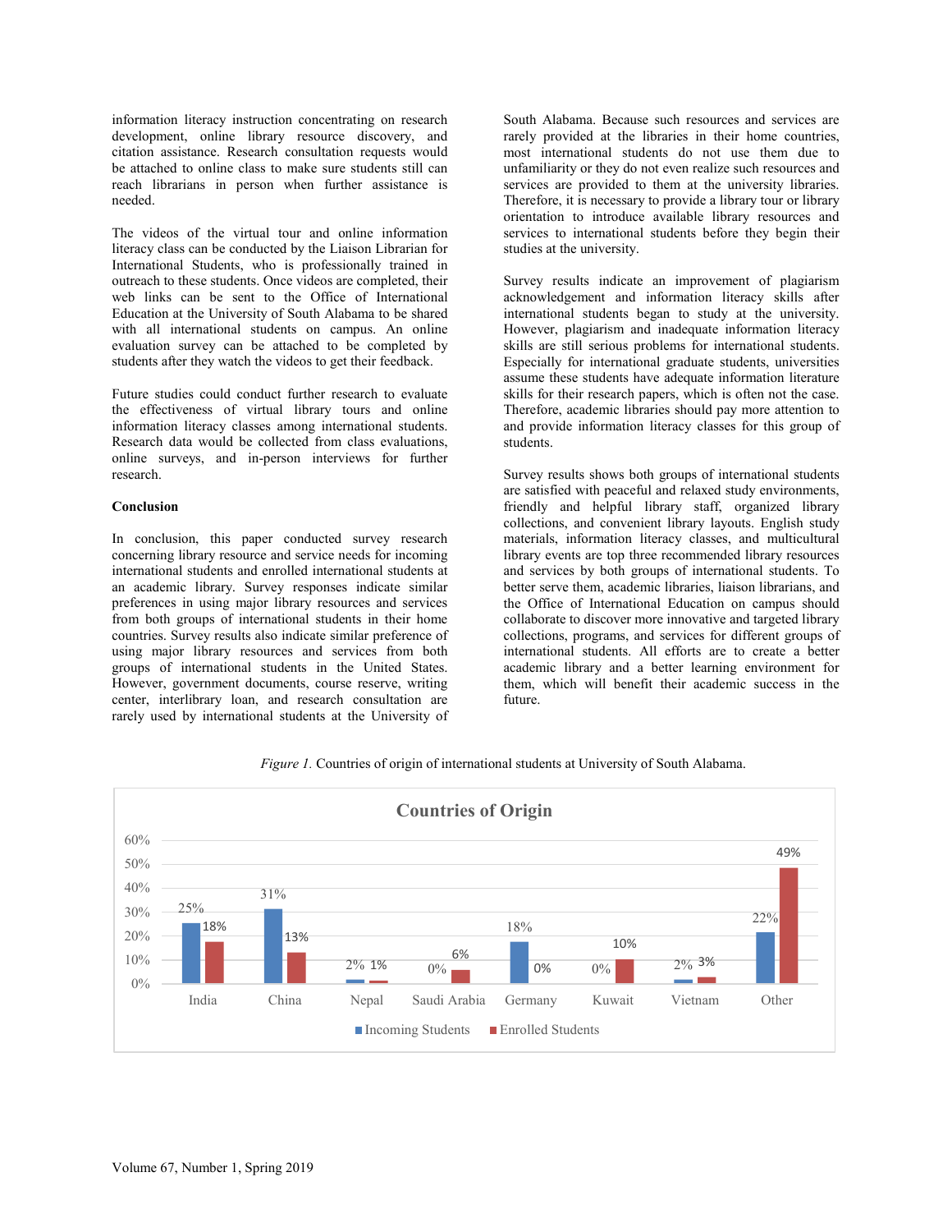information literacy instruction concentrating on research development, online library resource discovery, and citation assistance. Research consultation requests would be attached to online class to make sure students still can reach librarians in person when further assistance is needed.

The videos of the virtual tour and online information literacy class can be conducted by the Liaison Librarian for International Students, who is professionally trained in outreach to these students. Once videos are completed, their web links can be sent to the Office of International Education at the University of South Alabama to be shared with all international students on campus. An online evaluation survey can be attached to be completed by students after they watch the videos to get their feedback.

Future studies could conduct further research to evaluate the effectiveness of virtual library tours and online information literacy classes among international students. Research data would be collected from class evaluations, online surveys, and in-person interviews for further research.

**Conclusion**

In conclusion, this paper conducted survey research concerning library resource and service needs for incoming international students and enrolled international students at an academic library. Survey responses indicate similar preferences in using major library resources and services from both groups of international students in their home countries. Survey results also indicate similar preference of using major library resources and services from both groups of international students in the United States. However, government documents, course reserve, writing center, interlibrary loan, and research consultation are rarely used by international students at the University of South Alabama. Because such resources and services are rarely provided at the libraries in their home countries, most international students do not use them due to unfamiliarity or they do not even realize such resources and services are provided to them at the university libraries. Therefore, it is necessary to provide a library tour or library orientation to introduce available library resources and services to international students before they begin their studies at the university.

Survey results indicate an improvement of plagiarism acknowledgement and information literacy skills after international students began to study at the university. However, plagiarism and inadequate information literacy skills are still serious problems for international students. Especially for international graduate students, universities assume these students have adequate information literature skills for their research papers, which is often not the case. Therefore, academic libraries should pay more attention to and provide information literacy classes for this group of students.

Survey results shows both groups of international students are satisfied with peaceful and relaxed study environments, friendly and helpful library staff, organized library collections, and convenient library layouts. English study materials, information literacy classes, and multicultural library events are top three recommended library resources and services by both groups of international students. To better serve them, academic libraries, liaison librarians, and the Office of International Education on campus should collaborate to discover more innovative and targeted library collections, programs, and services for different groups of international students. All efforts are to create a better academic library and a better learning environment for them, which will benefit their academic success in the future.

*Figure 1.* Countries of origin of international students at University of South Alabama.

**Countries of Origin**

| Country | Incoming Students | Enrolled Students |
|---|---|---|
| India | 25% | 18% |
| China | 31% | 13% |
| Nepal | 2% | 1% |
| Saudi Arabia | 0% | 6% |
| Germany | 18% | 0% |
| Kuwait | 0% | 10% |
| Vietnam | 2% | 3% |
| Other | 22% | 49% |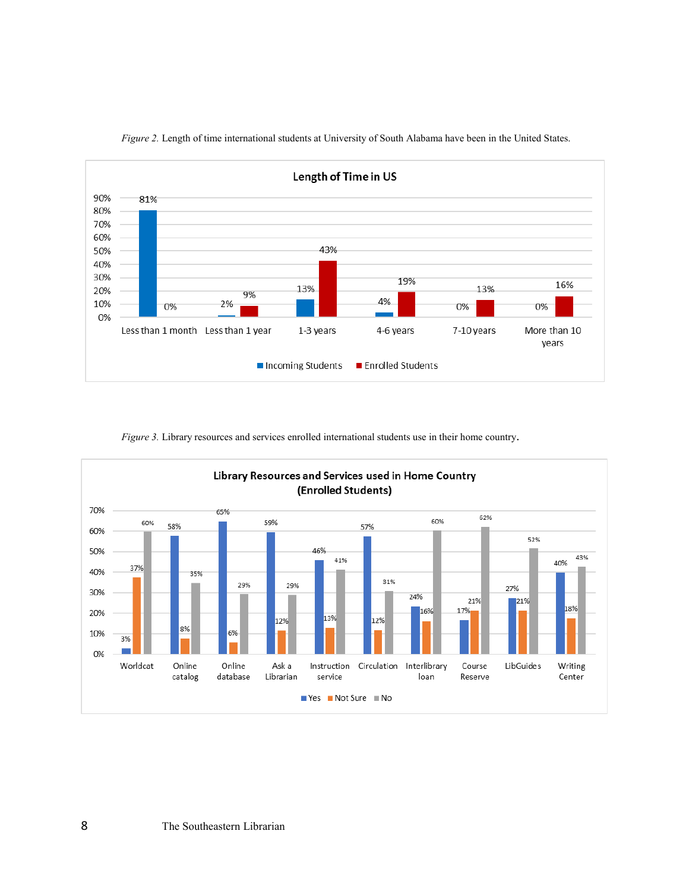*Figure 2.* Length of time international students at University of South Alabama have been in the United States.

| Length of Time in US | Incoming Students | Enrolled Students |
|---|---|---|
| Less than 1 month | 81% | 0% |
| Less than 1 year | 2% | 9% |
| 1-3 years | 13% | 43% |
| 4-6 years | 4% | 19% |
| 7-10 years | 0% | 13% |
| More than 10 years | 0% | 16% |

*Figure 3.* Library resources and services enrolled international students use in their home country.

| Library Resources and Services used in Home Country (Enrolled Students) | Yes | Not Sure | No |
|---|---|---|---|
| Worldcat | 3% | 37% | 60% |
| Online catalog | 58% | 8% | 35% |
| Online database | 65% | 6% | 29% |
| Ask a Librarian | 59% | 12% | 29% |
| Instruction service | 46% | 13% | 41% |
| Circulation | 57% | 12% | 31% |
| Interlibrary loan | 24% | 16% | 60% |
| Course Reserve | 17% | 21% | 62% |
| LibGuides | 27% | 21% | 52% |
| Writing Center | 40% | 18% | 43% |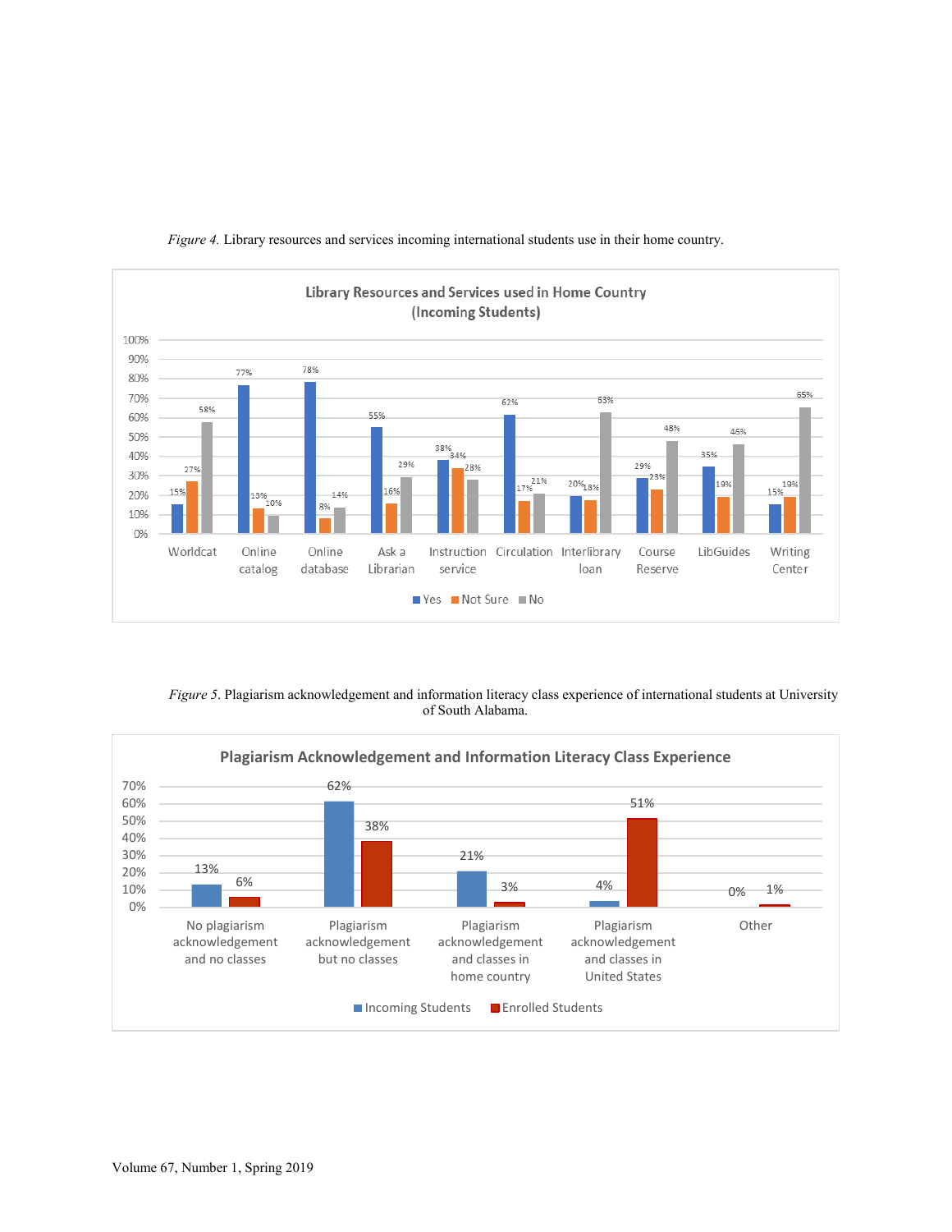*Figure 4.* Library resources and services incoming international students use in their home country.

**Library Resources and Services used in Home Country (Incoming Students)**

| | Yes | Not Sure | No |
|---|---|---|---|
| Worldcat | 15% | 27% | 58% |
| Online catalog | 77% | 13% | 10% |
| Online database | 78% | 8% | 14% |
| Ask a Librarian | 55% | 16% | 29% |
| Instruction service | 38% | 34% | 28% |
| Circulation | 62% | 17% | 21% |
| Interlibrary loan | 20% | 18% | 63% |
| Course Reserve | 29% | 23% | 48% |
| LibGuides | 35% | 19% | 46% |
| Writing Center | 15% | 19% | 65% |

*Figure 5.* Plagiarism acknowledgement and information literacy class experience of international students at University of South Alabama.

**Plagiarism Acknowledgement and Information Literacy Class Experience**

| | Incoming Students | Enrolled Students |
|---|---|---|
| No plagiarism acknowledgement and no classes | 13% | 6% |
| Plagiarism acknowledgement but no classes | 62% | 38% |
| Plagiarism acknowledgement and classes in home country | 21% | 3% |
| Plagiarism acknowledgement and classes in United States | 4% | 51% |
| Other | 0% | 1% |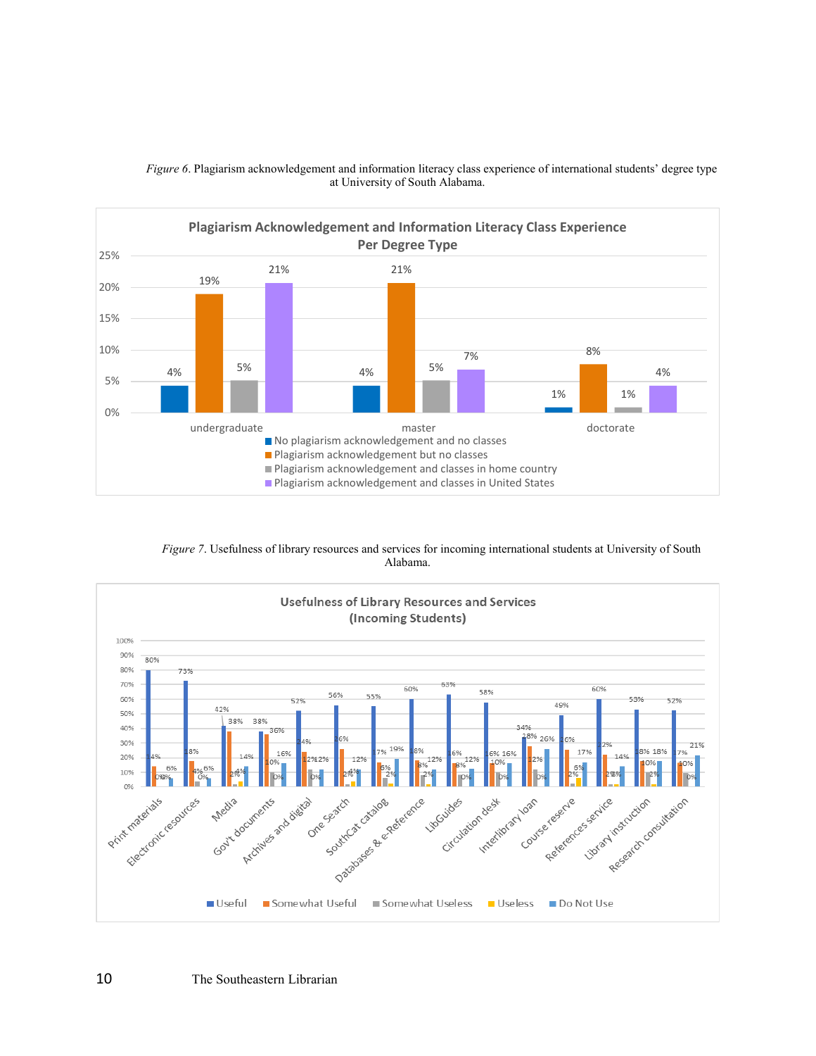*Figure 6*. Plagiarism acknowledgement and information literacy class experience of international students' degree type at University of South Alabama.

**Plagiarism Acknowledgement and Information Literacy Class Experience Per Degree Type**

| Degree type | No plagiarism acknowledgement and no classes | Plagiarism acknowledgement but no classes | Plagiarism acknowledgement and classes in home country | Plagiarism acknowledgement and classes in United States |
|---|---|---|---|---|
| undergraduate | 4% | 19% | 5% | 21% |
| master | 4% | 21% | 5% | 7% |
| doctorate | 1% | 8% | 1% | 4% |

*Figure 7*. Usefulness of library resources and services for incoming international students at University of South Alabama.

**Usefulness of Library Resources and Services (Incoming Students)**

| Resource/Service | Useful | Somewhat Useful | Somewhat Useless | Useless | Do Not Use |
|---|---|---|---|---|---|
| Print materials | 80% | 14% | 0% | 0% | 6% |
| Electronic resources | 73% | 18% | 4% | 0% | 6% |
| Media | 42% | 38% | 2% | 4% | 14% |
| Gov't documents | 38% | 36% | 10% | 0% | 16% |
| Archives and digital | 52% | 24% | 12% | 0% | 12% |
| One Search | 56% | 26% | 2% | 4% | 12% |
| SouthCat catalog | 55% | 17% | 6% | 2% | 19% |
| Databases & e-Reference | 60% | 18% | 8% | 2% | 12% |
| LibGuides | 63% | 16% | 8% | 0% | 12% |
| Circulation desk | 58% | 16% | 10% | 0% | 16% |
| Interlibrary loan | 34% | 28% | 12% | 0% | 26% |
| Course reserve | 49% | 26% | 2% | 6% | 17% |
| References service | 60% | 22% | 2% | 2% | 14% |
| Library instruction | 53% | 18% | 10% | 2% | 18% |
| Research consultation | 52% | 17% | 10% | 0% | 21% |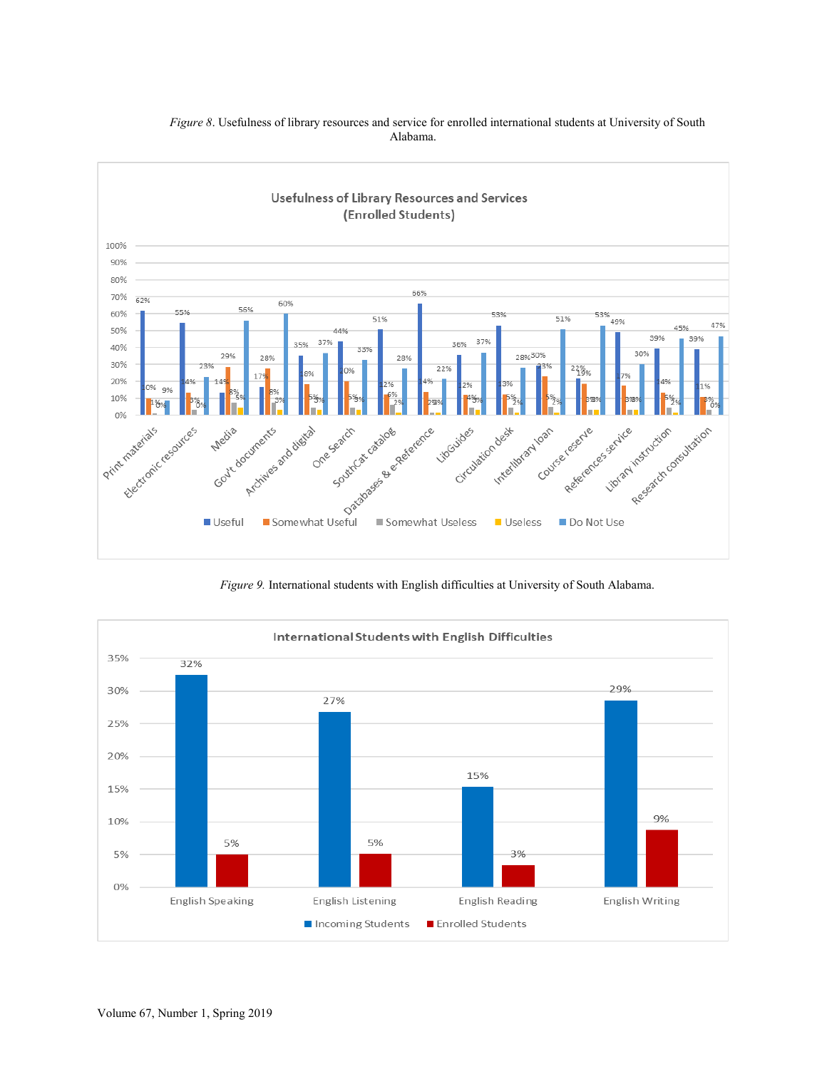*Figure 8*. Usefulness of library resources and service for enrolled international students at University of South Alabama.

*Figure 9.* International students with English difficulties at University of South Alabama.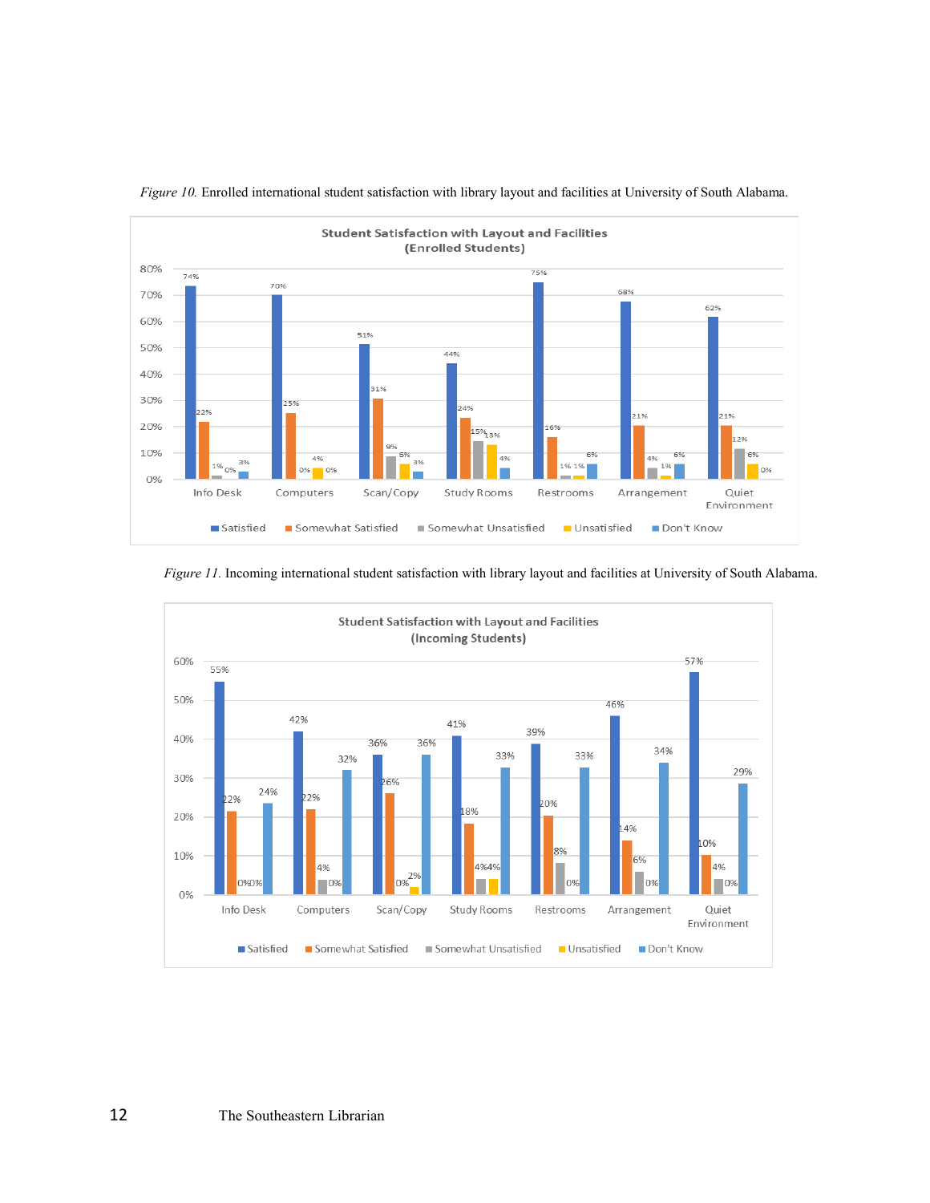*Figure 10.* Enrolled international student satisfaction with library layout and facilities at University of South Alabama.

**Student Satisfaction with Layout and Facilities (Enrolled Students)**

| | Satisfied | Somewhat Satisfied | Somewhat Unsatisfied | Unsatisfied | Don't Know |
|---|---|---|---|---|---|
| Info Desk | 74% | 22% | 1% | 0% | 3% |
| Computers | 70% | 25% | 0% | 4% | 0% |
| Scan/Copy | 51% | 31% | 9% | 6% | 3% |
| Study Rooms | 44% | 24% | 15% | 13% | 4% |
| Restrooms | 75% | 16% | 1% | 1% | 6% |
| Arrangement | 68% | 21% | 4% | 1% | 6% |
| Quiet Environment | 62% | 21% | 12% | 6% | 0% |

*Figure 11.* Incoming international student satisfaction with library layout and facilities at University of South Alabama.

**Student Satisfaction with Layout and Facilities (Incoming Students)**

| | Satisfied | Somewhat Satisfied | Somewhat Unsatisfied | Unsatisfied | Don't Know |
|---|---|---|---|---|---|
| Info Desk | 55% | 22% | 0% | 0% | 24% |
| Computers | 42% | 22% | 4% | 0% | 32% |
| Scan/Copy | 36% | 26% | 0% | 2% | 36% |
| Study Rooms | 41% | 18% | 4% | 4% | 33% |
| Restrooms | 39% | 20% | 8% | 0% | 33% |
| Arrangement | 46% | 14% | 6% | 0% | 34% |
| Quiet Environment | 57% | 10% | 4% | 0% | 29% |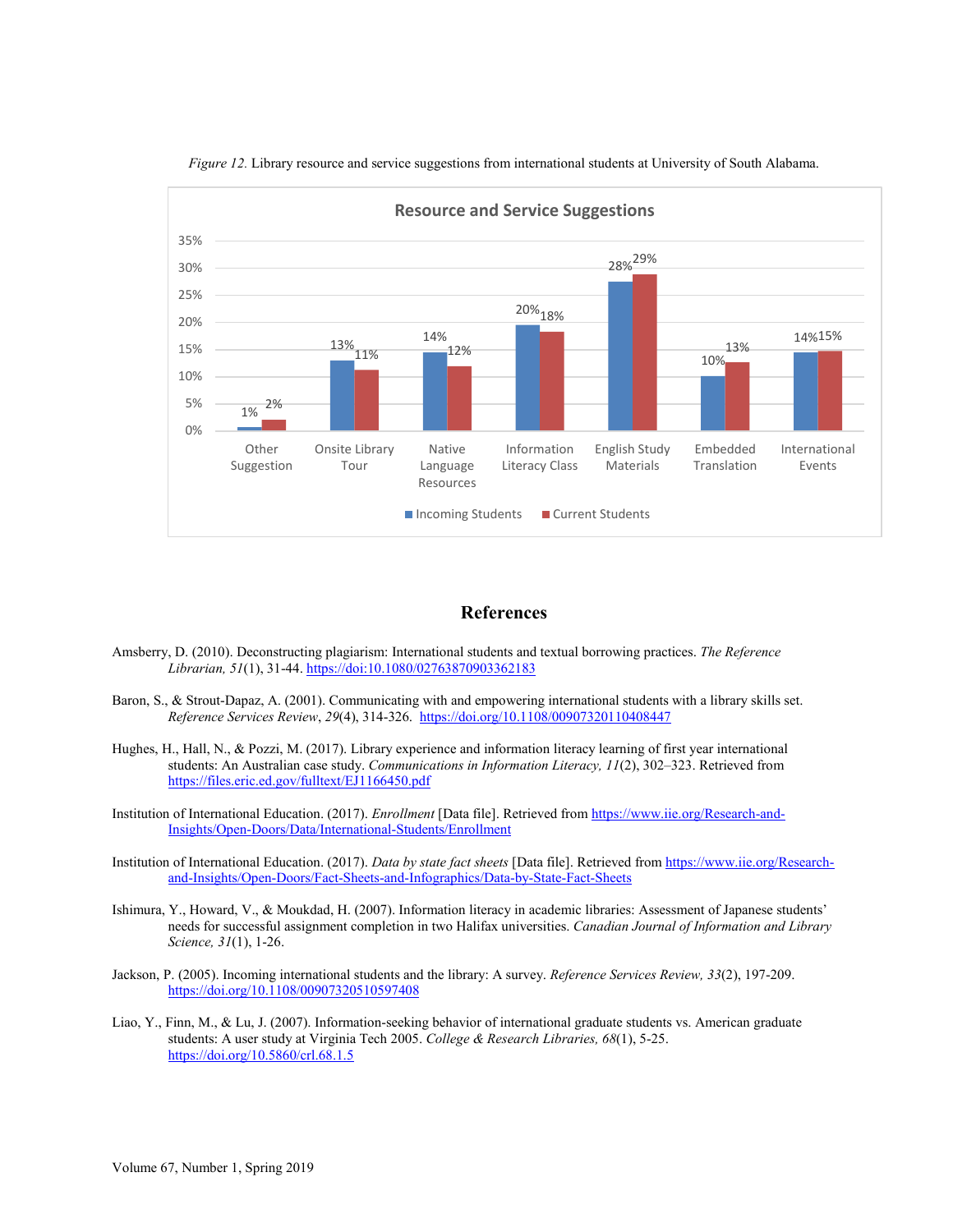*Figure 12.* Library resource and service suggestions from international students at University of South Alabama.

| Resource and Service Suggestions | Incoming Students | Current Students |
|---|---|---|
| Other Suggestion | 1% | 2% |
| Onsite Library Tour | 13% | 11% |
| Native Language Resources | 14% | 12% |
| Information Literacy Class | 20% | 18% |
| English Study Materials | 28% | 29% |
| Embedded Translation | 10% | 13% |
| International Events | 14% | 15% |

## References

Amsberry, D. (2010). Deconstructing plagiarism: International students and textual borrowing practices. *The Reference Librarian, 51*(1), 31-44. https://doi:10.1080/02763870903362183

Baron, S., & Strout-Dapaz, A. (2001). Communicating with and empowering international students with a library skills set. *Reference Services Review*, *29*(4), 314-326. https://doi.org/10.1108/00907320110408447

Hughes, H., Hall, N., & Pozzi, M. (2017). Library experience and information literacy learning of first year international students: An Australian case study. *Communications in Information Literacy, 11*(2), 302–323. Retrieved from https://files.eric.ed.gov/fulltext/EJ1166450.pdf

Institution of International Education. (2017). *Enrollment* [Data file]. Retrieved from https://www.iie.org/Research-and-Insights/Open-Doors/Data/International-Students/Enrollment

Institution of International Education. (2017). *Data by state fact sheets* [Data file]. Retrieved from https://www.iie.org/Research-and-Insights/Open-Doors/Fact-Sheets-and-Infographics/Data-by-State-Fact-Sheets

Ishimura, Y., Howard, V., & Moukdad, H. (2007). Information literacy in academic libraries: Assessment of Japanese students' needs for successful assignment completion in two Halifax universities. *Canadian Journal of Information and Library Science, 31*(1), 1-26.

Jackson, P. (2005). Incoming international students and the library: A survey. *Reference Services Review, 33*(2), 197-209. https://doi.org/10.1108/00907320510597408

Liao, Y., Finn, M., & Lu, J. (2007). Information-seeking behavior of international graduate students vs. American graduate students: A user study at Virginia Tech 2005. *College & Research Libraries, 68*(1), 5-25. https://doi.org/10.5860/crl.68.1.5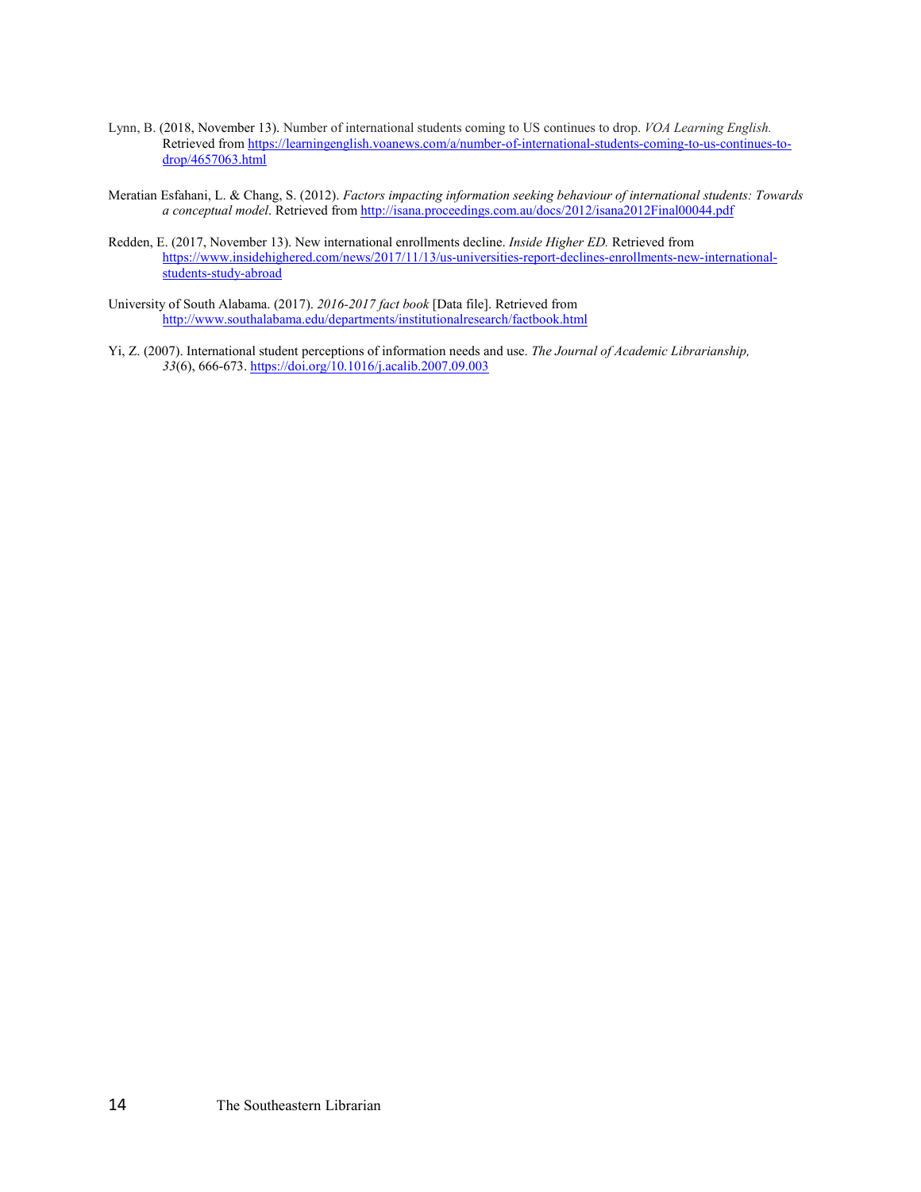Lynn, B. (2018, November 13). Number of international students coming to US continues to drop. *VOA Learning English.* Retrieved from https://learningenglish.voanews.com/a/number-of-international-students-coming-to-us-continues-to-drop/4657063.html

Meratian Esfahani, L. & Chang, S. (2012). *Factors impacting information seeking behaviour of international students: Towards a conceptual model*. Retrieved from http://isana.proceedings.com.au/docs/2012/isana2012Final00044.pdf

Redden, E. (2017, November 13). New international enrollments decline. *Inside Higher ED.* Retrieved from https://www.insidehighered.com/news/2017/11/13/us-universities-report-declines-enrollments-new-international-students-study-abroad

University of South Alabama. (2017). *2016-2017 fact book* [Data file]. Retrieved from http://www.southalabama.edu/departments/institutionalresearch/factbook.html

Yi, Z. (2007). International student perceptions of information needs and use. *The Journal of Academic Librarianship, 33*(6), 666-673. https://doi.org/10.1016/j.acalib.2007.09.003